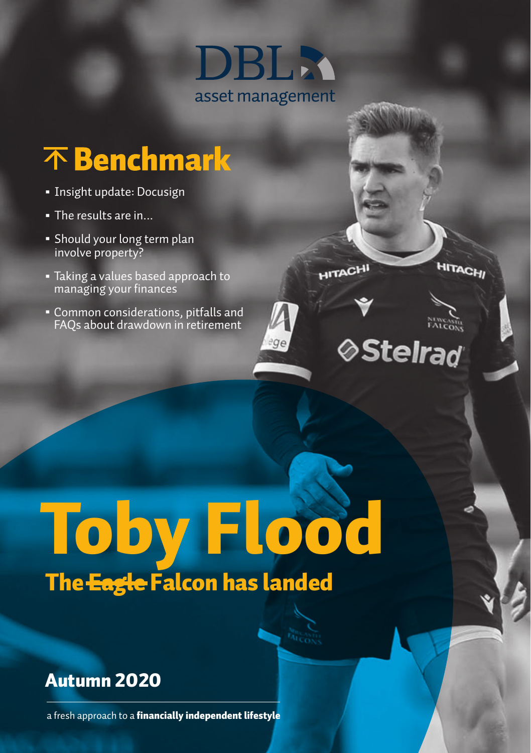DBL asset management

# Benchmark

- Insight update: Docusign
- The results are in...
- Should your long term plan involve property?
- Taking a values based approach to managing your finances
- Common considerations, pitfalls and FAQs about drawdown in retirement

# Toby Flood

## The ~~Eagle~~ Falcon has landed

## Autumn 2020

a fresh approach to a **financially independent lifestyle**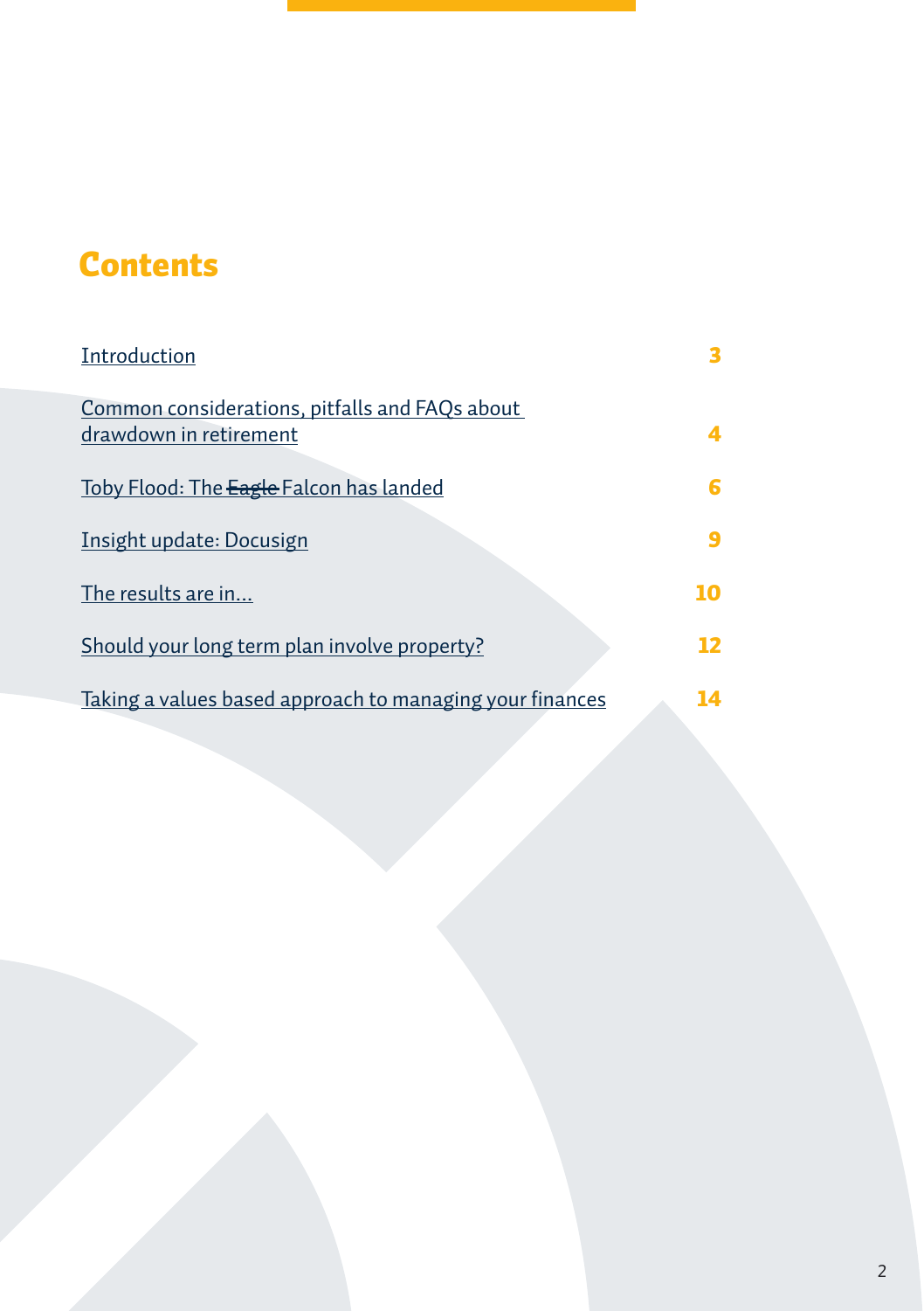# Contents

| | |
|---|---|
| Introduction | 3 |
| Common considerations, pitfalls and FAQs about drawdown in retirement | 4 |
| Toby Flood: The ~~Eagle~~ Falcon has landed | 6 |
| Insight update: Docusign | 9 |
| The results are in… | 10 |
| Should your long term plan involve property? | 12 |
| Taking a values based approach to managing your finances | 14 |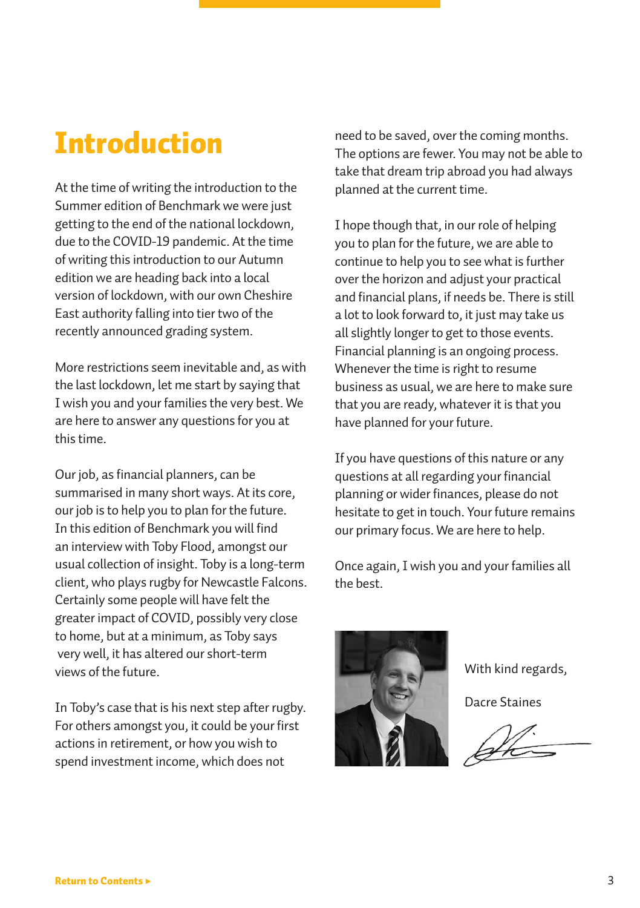# Introduction

At the time of writing the introduction to the Summer edition of Benchmark we were just getting to the end of the national lockdown, due to the COVID-19 pandemic. At the time of writing this introduction to our Autumn edition we are heading back into a local version of lockdown, with our own Cheshire East authority falling into tier two of the recently announced grading system.

More restrictions seem inevitable and, as with the last lockdown, let me start by saying that I wish you and your families the very best. We are here to answer any questions for you at this time.

Our job, as financial planners, can be summarised in many short ways. At its core, our job is to help you to plan for the future. In this edition of Benchmark you will find an interview with Toby Flood, amongst our usual collection of insight. Toby is a long-term client, who plays rugby for Newcastle Falcons. Certainly some people will have felt the greater impact of COVID, possibly very close to home, but at a minimum, as Toby says very well, it has altered our short-term views of the future.

In Toby's case that is his next step after rugby. For others amongst you, it could be your first actions in retirement, or how you wish to spend investment income, which does not need to be saved, over the coming months. The options are fewer. You may not be able to take that dream trip abroad you had always planned at the current time.

I hope though that, in our role of helping you to plan for the future, we are able to continue to help you to see what is further over the horizon and adjust your practical and financial plans, if needs be. There is still a lot to look forward to, it just may take us all slightly longer to get to those events. Financial planning is an ongoing process. Whenever the time is right to resume business as usual, we are here to make sure that you are ready, whatever it is that you have planned for your future.

If you have questions of this nature or any questions at all regarding your financial planning or wider finances, please do not hesitate to get in touch. Your future remains our primary focus. We are here to help.

Once again, I wish you and your families all the best.

With kind regards,

Dacre Staines

Return to Contents ▸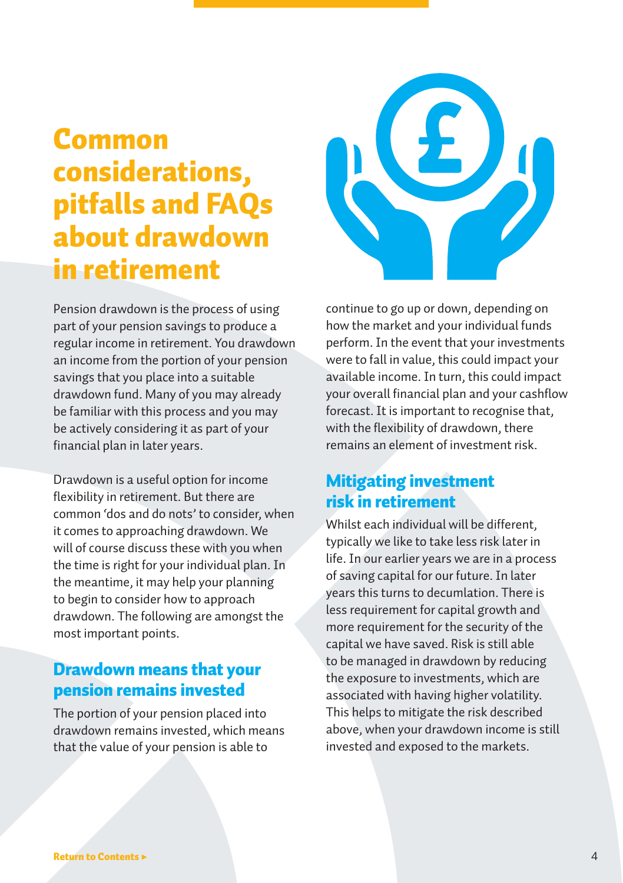# Common considerations, pitfalls and FAQs about drawdown in retirement

Pension drawdown is the process of using part of your pension savings to produce a regular income in retirement. You drawdown an income from the portion of your pension savings that you place into a suitable drawdown fund. Many of you may already be familiar with this process and you may be actively considering it as part of your financial plan in later years.

Drawdown is a useful option for income flexibility in retirement. But there are common 'dos and do nots' to consider, when it comes to approaching drawdown. We will of course discuss these with you when the time is right for your individual plan. In the meantime, it may help your planning to begin to consider how to approach drawdown. The following are amongst the most important points.

## Drawdown means that your pension remains invested

The portion of your pension placed into drawdown remains invested, which means that the value of your pension is able to continue to go up or down, depending on how the market and your individual funds perform. In the event that your investments were to fall in value, this could impact your available income. In turn, this could impact your overall financial plan and your cashflow forecast. It is important to recognise that, with the flexibility of drawdown, there remains an element of investment risk.

## Mitigating investment risk in retirement

Whilst each individual will be different, typically we like to take less risk later in life. In our earlier years we are in a process of saving capital for our future. In later years this turns to decumlation. There is less requirement for capital growth and more requirement for the security of the capital we have saved. Risk is still able to be managed in drawdown by reducing the exposure to investments, which are associated with having higher volatility. This helps to mitigate the risk described above, when your drawdown income is still invested and exposed to the markets.

Return to Contents ▸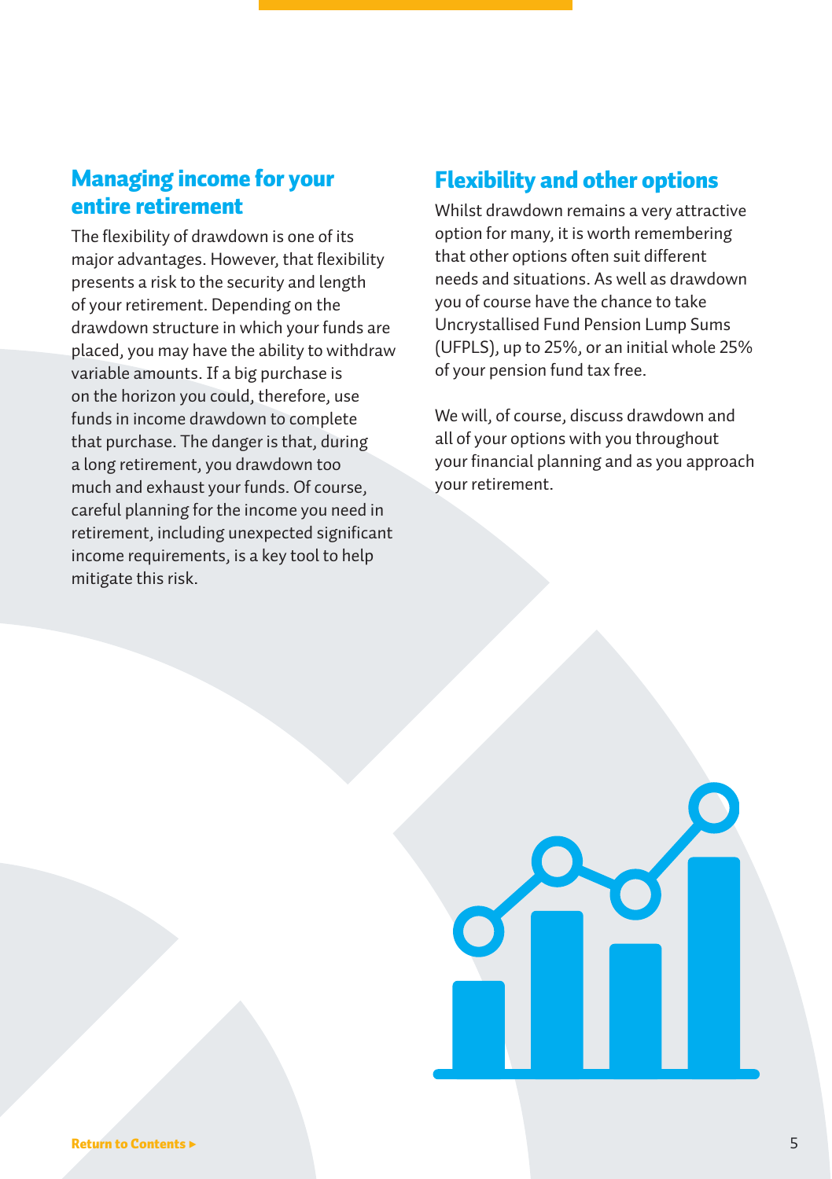## Managing income for your entire retirement

The flexibility of drawdown is one of its major advantages. However, that flexibility presents a risk to the security and length of your retirement. Depending on the drawdown structure in which your funds are placed, you may have the ability to withdraw variable amounts. If a big purchase is on the horizon you could, therefore, use funds in income drawdown to complete that purchase. The danger is that, during a long retirement, you drawdown too much and exhaust your funds. Of course, careful planning for the income you need in retirement, including unexpected significant income requirements, is a key tool to help mitigate this risk.

## Flexibility and other options

Whilst drawdown remains a very attractive option for many, it is worth remembering that other options often suit different needs and situations. As well as drawdown you of course have the chance to take Uncrystallised Fund Pension Lump Sums (UFPLS), up to 25%, or an initial whole 25% of your pension fund tax free.

We will, of course, discuss drawdown and all of your options with you throughout your financial planning and as you approach your retirement.

Return to Contents ▸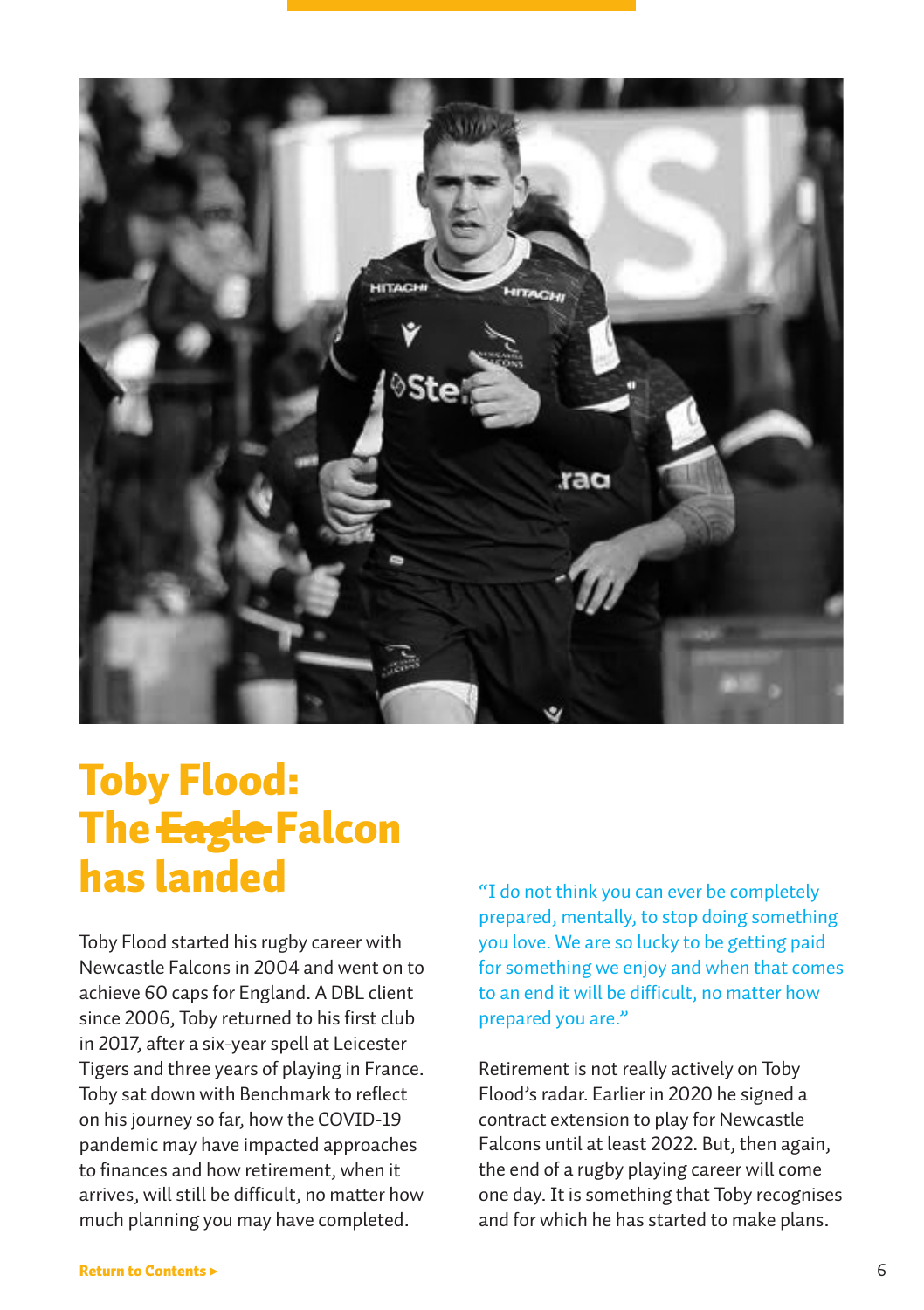# Toby Flood: The ~~Eagle~~ Falcon has landed

Toby Flood started his rugby career with Newcastle Falcons in 2004 and went on to achieve 60 caps for England. A DBL client since 2006, Toby returned to his first club in 2017, after a six-year spell at Leicester Tigers and three years of playing in France. Toby sat down with Benchmark to reflect on his journey so far, how the COVID-19 pandemic may have impacted approaches to finances and how retirement, when it arrives, will still be difficult, no matter how much planning you may have completed.

"I do not think you can ever be completely prepared, mentally, to stop doing something you love. We are so lucky to be getting paid for something we enjoy and when that comes to an end it will be difficult, no matter how prepared you are."

Retirement is not really actively on Toby Flood's radar. Earlier in 2020 he signed a contract extension to play for Newcastle Falcons until at least 2022. But, then again, the end of a rugby playing career will come one day. It is something that Toby recognises and for which he has started to make plans.

Return to Contents ▸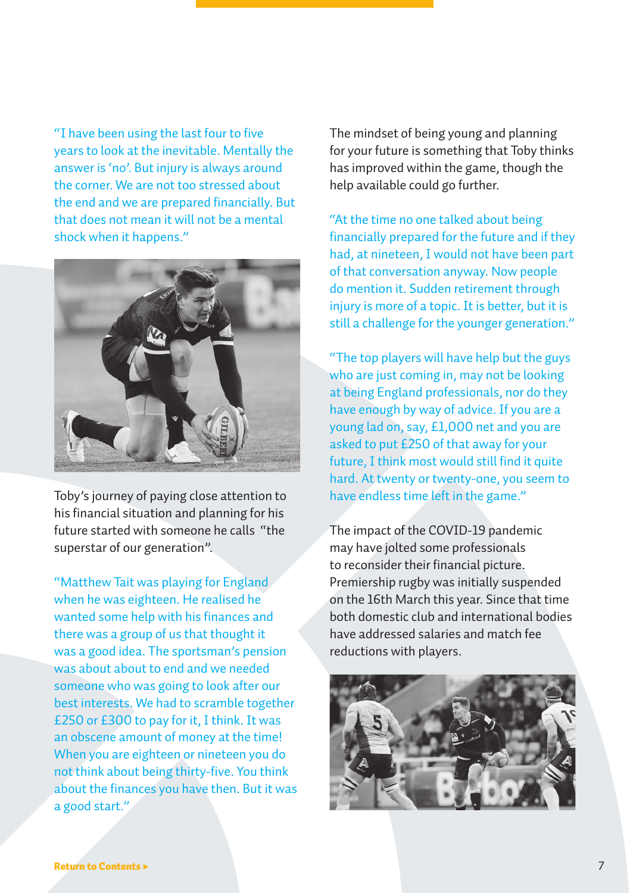"I have been using the last four to five years to look at the inevitable. Mentally the answer is 'no'. But injury is always around the corner. We are not too stressed about the end and we are prepared financially. But that does not mean it will not be a mental shock when it happens."

Toby's journey of paying close attention to his financial situation and planning for his future started with someone he calls "the superstar of our generation".

"Matthew Tait was playing for England when he was eighteen. He realised he wanted some help with his finances and there was a group of us that thought it was a good idea. The sportsman's pension was about about to end and we needed someone who was going to look after our best interests. We had to scramble together £250 or £300 to pay for it, I think. It was an obscene amount of money at the time! When you are eighteen or nineteen you do not think about being thirty-five. You think about the finances you have then. But it was a good start."

The mindset of being young and planning for your future is something that Toby thinks has improved within the game, though the help available could go further.

"At the time no one talked about being financially prepared for the future and if they had, at nineteen, I would not have been part of that conversation anyway. Now people do mention it. Sudden retirement through injury is more of a topic. It is better, but it is still a challenge for the younger generation."

"The top players will have help but the guys who are just coming in, may not be looking at being England professionals, nor do they have enough by way of advice. If you are a young lad on, say, £1,000 net and you are asked to put £250 of that away for your future, I think most would still find it quite hard. At twenty or twenty-one, you seem to have endless time left in the game."

The impact of the COVID-19 pandemic may have jolted some professionals to reconsider their financial picture. Premiership rugby was initially suspended on the 16th March this year. Since that time both domestic club and international bodies have addressed salaries and match fee reductions with players.

Return to Contents ▸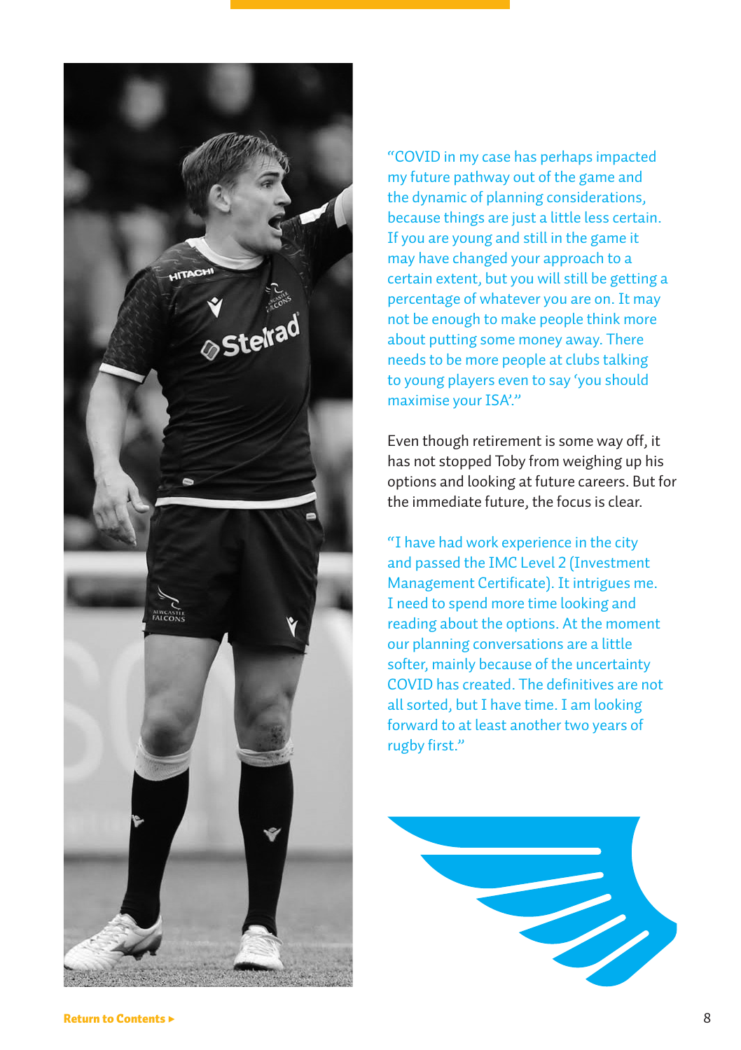"COVID in my case has perhaps impacted my future pathway out of the game and the dynamic of planning considerations, because things are just a little less certain. If you are young and still in the game it may have changed your approach to a certain extent, but you will still be getting a percentage of whatever you are on. It may not be enough to make people think more about putting some money away. There needs to be more people at clubs talking to young players even to say 'you should maximise your ISA'."

Even though retirement is some way off, it has not stopped Toby from weighing up his options and looking at future careers. But for the immediate future, the focus is clear.

"I have had work experience in the city and passed the IMC Level 2 (Investment Management Certificate). It intrigues me. I need to spend more time looking and reading about the options. At the moment our planning conversations are a little softer, mainly because of the uncertainty COVID has created. The definitives are not all sorted, but I have time. I am looking forward to at least another two years of rugby first."

Return to Contents ▸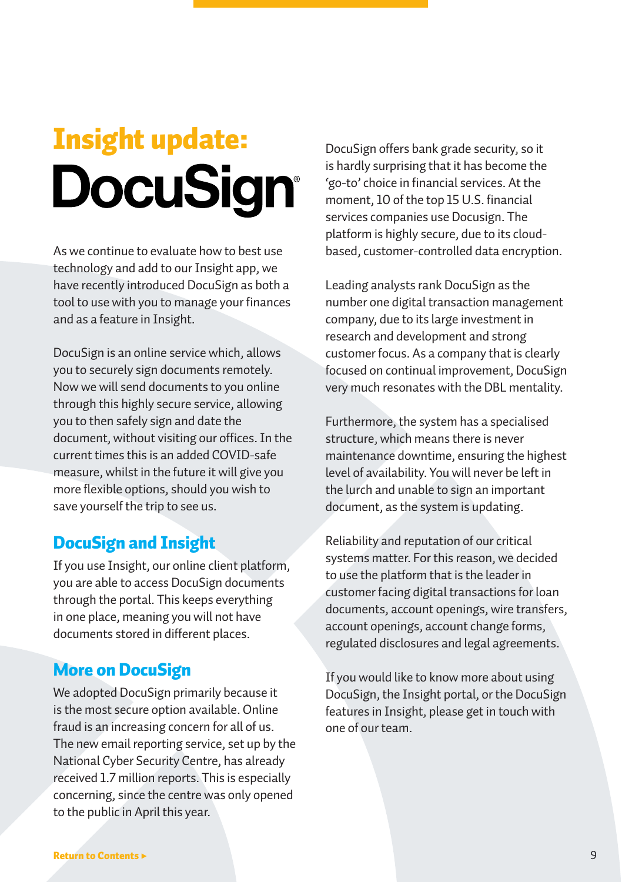# Insight update: DocuSign®

As we continue to evaluate how to best use technology and add to our Insight app, we have recently introduced DocuSign as both a tool to use with you to manage your finances and as a feature in Insight.

DocuSign is an online service which, allows you to securely sign documents remotely. Now we will send documents to you online through this highly secure service, allowing you to then safely sign and date the document, without visiting our offices. In the current times this is an added COVID-safe measure, whilst in the future it will give you more flexible options, should you wish to save yourself the trip to see us.

## DocuSign and Insight

If you use Insight, our online client platform, you are able to access DocuSign documents through the portal. This keeps everything in one place, meaning you will not have documents stored in different places.

## More on DocuSign

We adopted DocuSign primarily because it is the most secure option available. Online fraud is an increasing concern for all of us. The new email reporting service, set up by the National Cyber Security Centre, has already received 1.7 million reports. This is especially concerning, since the centre was only opened to the public in April this year.

DocuSign offers bank grade security, so it is hardly surprising that it has become the 'go-to' choice in financial services. At the moment, 10 of the top 15 U.S. financial services companies use Docusign. The platform is highly secure, due to its cloud-based, customer-controlled data encryption.

Leading analysts rank DocuSign as the number one digital transaction management company, due to its large investment in research and development and strong customer focus. As a company that is clearly focused on continual improvement, DocuSign very much resonates with the DBL mentality.

Furthermore, the system has a specialised structure, which means there is never maintenance downtime, ensuring the highest level of availability. You will never be left in the lurch and unable to sign an important document, as the system is updating.

Reliability and reputation of our critical systems matter. For this reason, we decided to use the platform that is the leader in customer facing digital transactions for loan documents, account openings, wire transfers, account openings, account change forms, regulated disclosures and legal agreements.

If you would like to know more about using DocuSign, the Insight portal, or the DocuSign features in Insight, please get in touch with one of our team.

Return to Contents ▸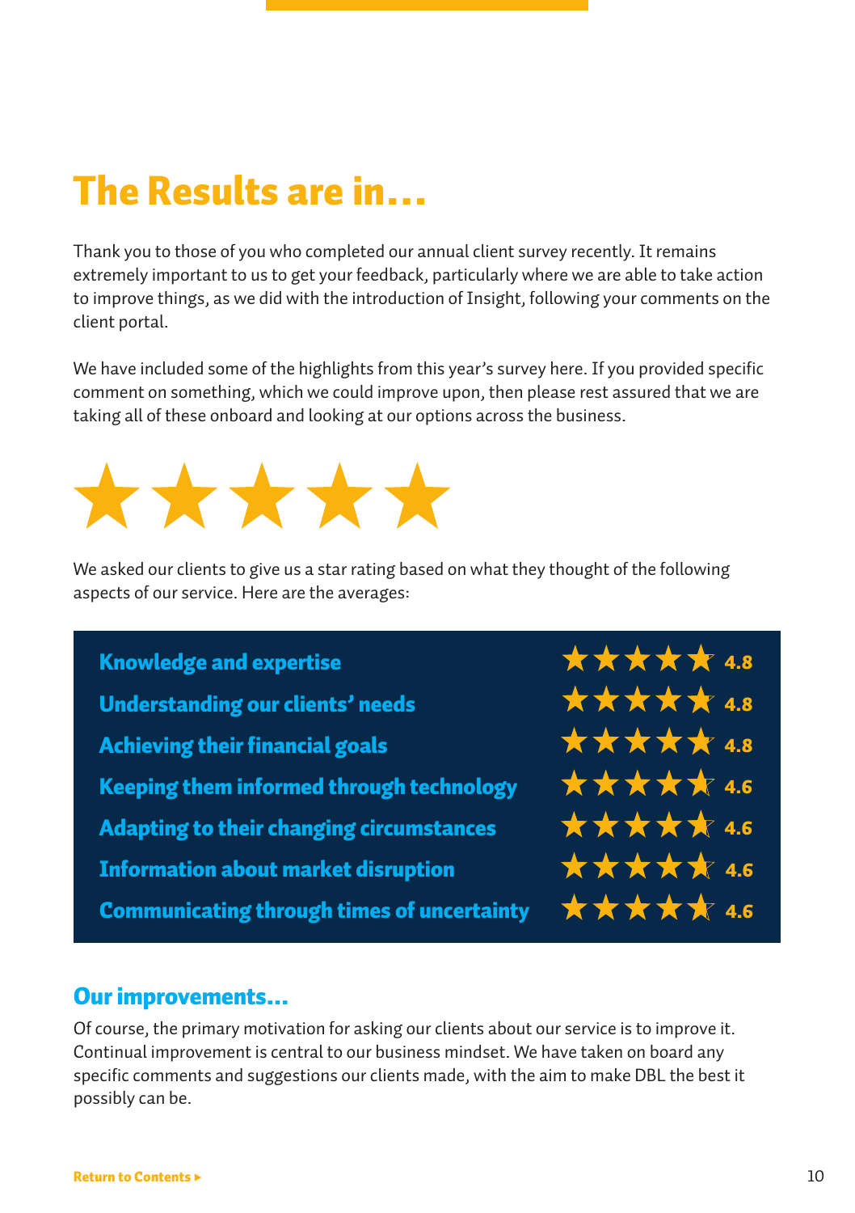# The Results are in...

Thank you to those of you who completed our annual client survey recently. It remains extremely important to us to get your feedback, particularly where we are able to take action to improve things, as we did with the introduction of Insight, following your comments on the client portal.

We have included some of the highlights from this year's survey here. If you provided specific comment on something, which we could improve upon, then please rest assured that we are taking all of these onboard and looking at our options across the business.

We asked our clients to give us a star rating based on what they thought of the following aspects of our service. Here are the averages:

| Aspect | Rating |
| --- | --- |
| **Knowledge and expertise** | 4.8 |
| **Understanding our clients' needs** | 4.8 |
| **Achieving their financial goals** | 4.8 |
| **Keeping them informed through technology** | 4.6 |
| **Adapting to their changing circumstances** | 4.6 |
| **Information about market disruption** | 4.6 |
| **Communicating through times of uncertainty** | 4.6 |

## Our improvements...

Of course, the primary motivation for asking our clients about our service is to improve it. Continual improvement is central to our business mindset. We have taken on board any specific comments and suggestions our clients made, with the aim to make DBL the best it possibly can be.

Return to Contents ▸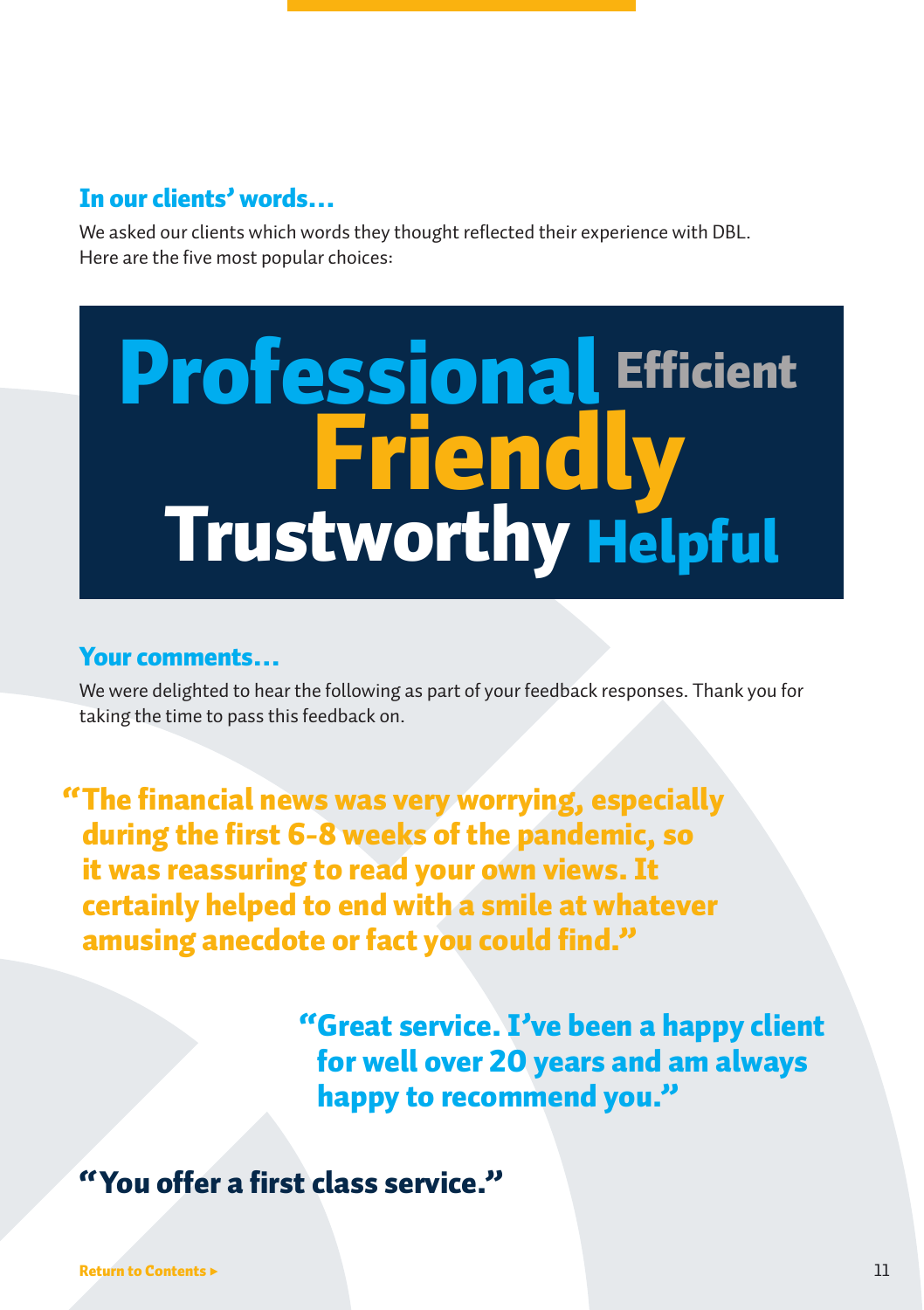## In our clients' words…

We asked our clients which words they thought reflected their experience with DBL. Here are the five most popular choices:

**Professional** **Efficient**
**Friendly**
**Trustworthy** **Helpful**

## Your comments…

We were delighted to hear the following as part of your feedback responses. Thank you for taking the time to pass this feedback on.

> **"The financial news was very worrying, especially during the first 6-8 weeks of the pandemic, so it was reassuring to read your own views. It certainly helped to end with a smile at whatever amusing anecdote or fact you could find."**

> **"Great service. I've been a happy client for well over 20 years and am always happy to recommend you."**

> **"You offer a first class service."**

Return to Contents ▸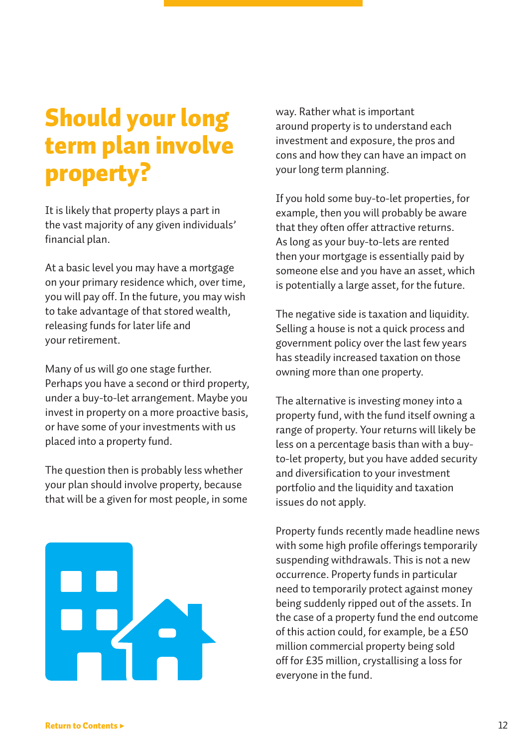# Should your long term plan involve property?

It is likely that property plays a part in the vast majority of any given individuals' financial plan.

At a basic level you may have a mortgage on your primary residence which, over time, you will pay off. In the future, you may wish to take advantage of that stored wealth, releasing funds for later life and your retirement.

Many of us will go one stage further. Perhaps you have a second or third property, under a buy-to-let arrangement. Maybe you invest in property on a more proactive basis, or have some of your investments with us placed into a property fund.

The question then is probably less whether your plan should involve property, because that will be a given for most people, in some way. Rather what is important around property is to understand each investment and exposure, the pros and cons and how they can have an impact on your long term planning.

If you hold some buy-to-let properties, for example, then you will probably be aware that they often offer attractive returns. As long as your buy-to-lets are rented then your mortgage is essentially paid by someone else and you have an asset, which is potentially a large asset, for the future.

The negative side is taxation and liquidity. Selling a house is not a quick process and government policy over the last few years has steadily increased taxation on those owning more than one property.

The alternative is investing money into a property fund, with the fund itself owning a range of property. Your returns will likely be less on a percentage basis than with a buy-to-let property, but you have added security and diversification to your investment portfolio and the liquidity and taxation issues do not apply.

Property funds recently made headline news with some high profile offerings temporarily suspending withdrawals. This is not a new occurrence. Property funds in particular need to temporarily protect against money being suddenly ripped out of the assets. In the case of a property fund the end outcome of this action could, for example, be a £50 million commercial property being sold off for £35 million, crystallising a loss for everyone in the fund.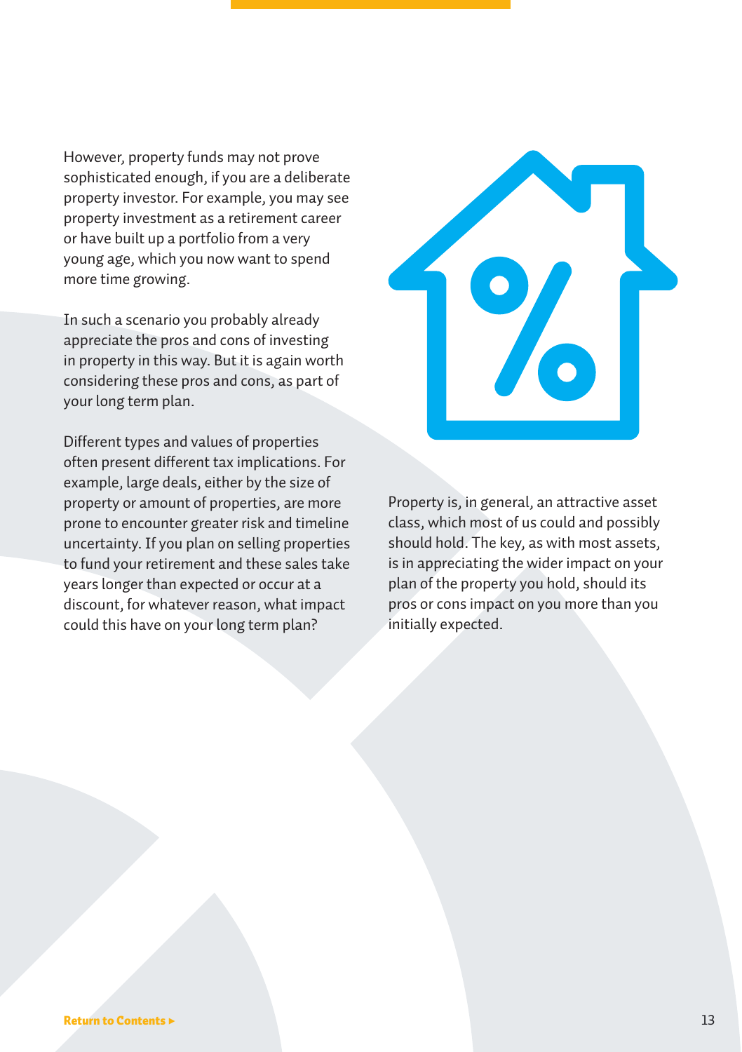However, property funds may not prove sophisticated enough, if you are a deliberate property investor. For example, you may see property investment as a retirement career or have built up a portfolio from a very young age, which you now want to spend more time growing.

In such a scenario you probably already appreciate the pros and cons of investing in property in this way. But it is again worth considering these pros and cons, as part of your long term plan.

Different types and values of properties often present different tax implications. For example, large deals, either by the size of property or amount of properties, are more prone to encounter greater risk and timeline uncertainty. If you plan on selling properties to fund your retirement and these sales take years longer than expected or occur at a discount, for whatever reason, what impact could this have on your long term plan?

Property is, in general, an attractive asset class, which most of us could and possibly should hold. The key, as with most assets, is in appreciating the wider impact on your plan of the property you hold, should its pros or cons impact on you more than you initially expected.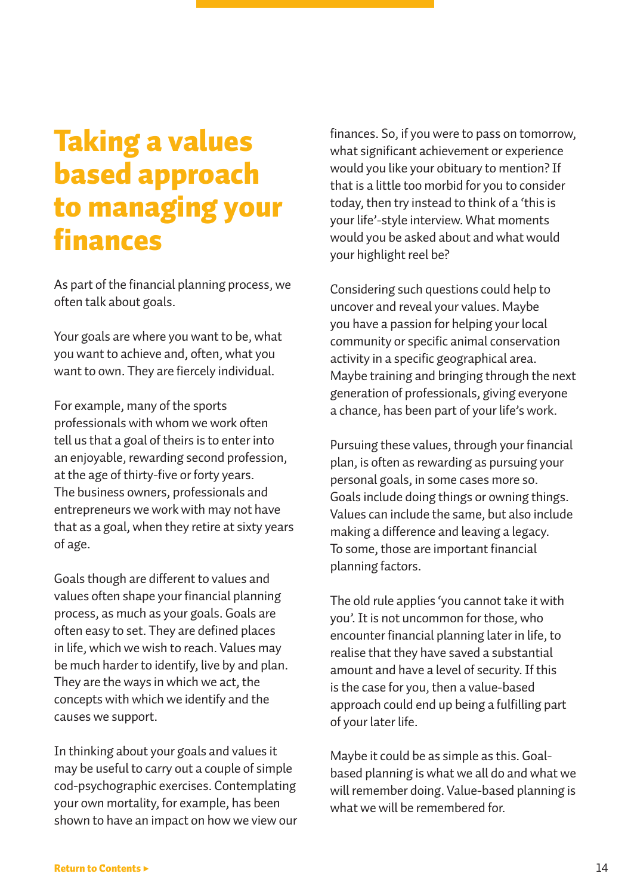# Taking a values based approach to managing your finances

As part of the financial planning process, we often talk about goals.

Your goals are where you want to be, what you want to achieve and, often, what you want to own. They are fiercely individual.

For example, many of the sports professionals with whom we work often tell us that a goal of theirs is to enter into an enjoyable, rewarding second profession, at the age of thirty-five or forty years. The business owners, professionals and entrepreneurs we work with may not have that as a goal, when they retire at sixty years of age.

Goals though are different to values and values often shape your financial planning process, as much as your goals. Goals are often easy to set. They are defined places in life, which we wish to reach. Values may be much harder to identify, live by and plan. They are the ways in which we act, the concepts with which we identify and the causes we support.

In thinking about your goals and values it may be useful to carry out a couple of simple cod-psychographic exercises. Contemplating your own mortality, for example, has been shown to have an impact on how we view our finances. So, if you were to pass on tomorrow, what significant achievement or experience would you like your obituary to mention? If that is a little too morbid for you to consider today, then try instead to think of a 'this is your life'-style interview. What moments would you be asked about and what would your highlight reel be?

Considering such questions could help to uncover and reveal your values. Maybe you have a passion for helping your local community or specific animal conservation activity in a specific geographical area. Maybe training and bringing through the next generation of professionals, giving everyone a chance, has been part of your life's work.

Pursuing these values, through your financial plan, is often as rewarding as pursuing your personal goals, in some cases more so. Goals include doing things or owning things. Values can include the same, but also include making a difference and leaving a legacy. To some, those are important financial planning factors.

The old rule applies 'you cannot take it with you'. It is not uncommon for those, who encounter financial planning later in life, to realise that they have saved a substantial amount and have a level of security. If this is the case for you, then a value-based approach could end up being a fulfilling part of your later life.

Maybe it could be as simple as this. Goal-based planning is what we all do and what we will remember doing. Value-based planning is what we will be remembered for.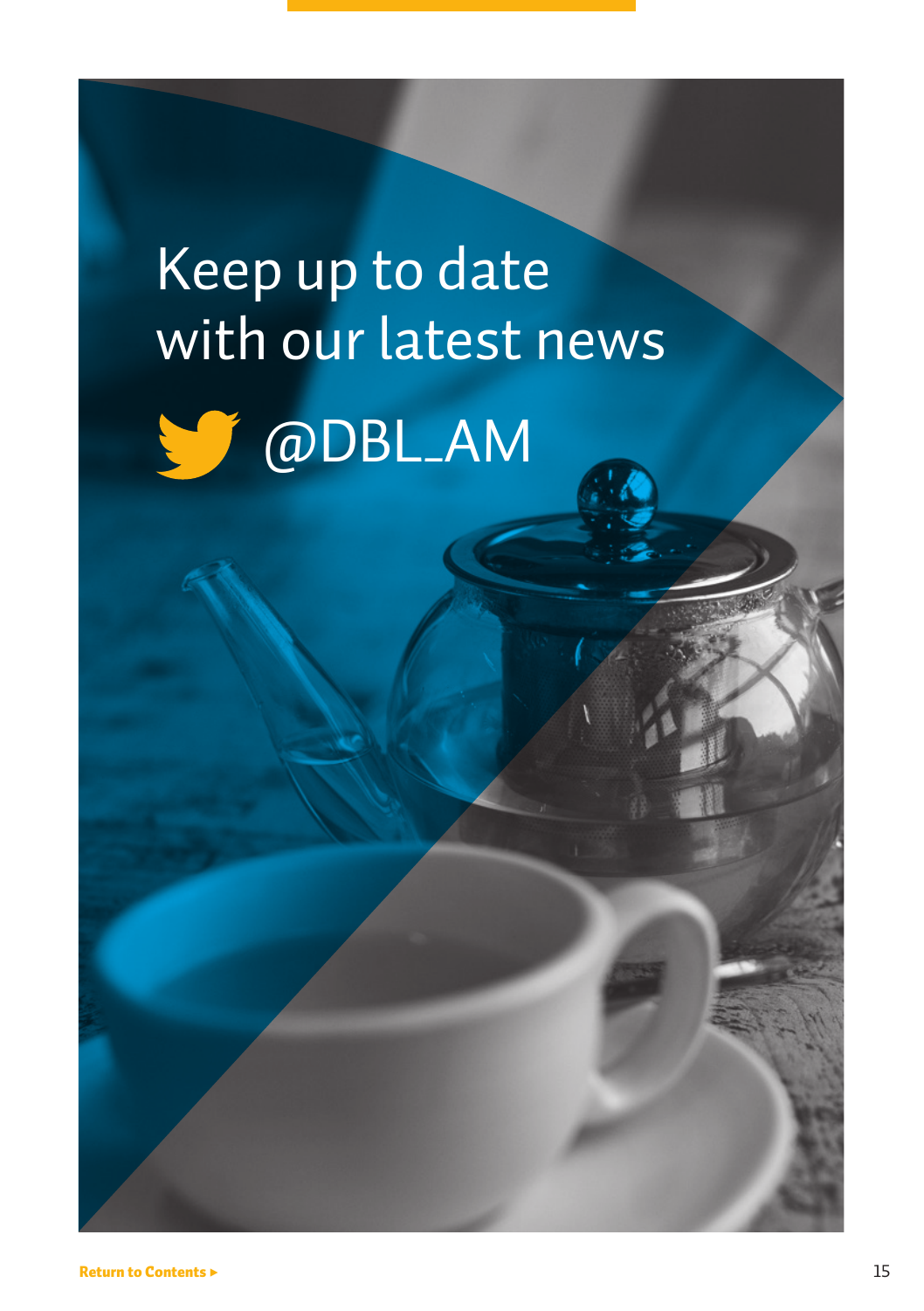# Keep up to date with our latest news

@DBL_AM

Return to Contents ▸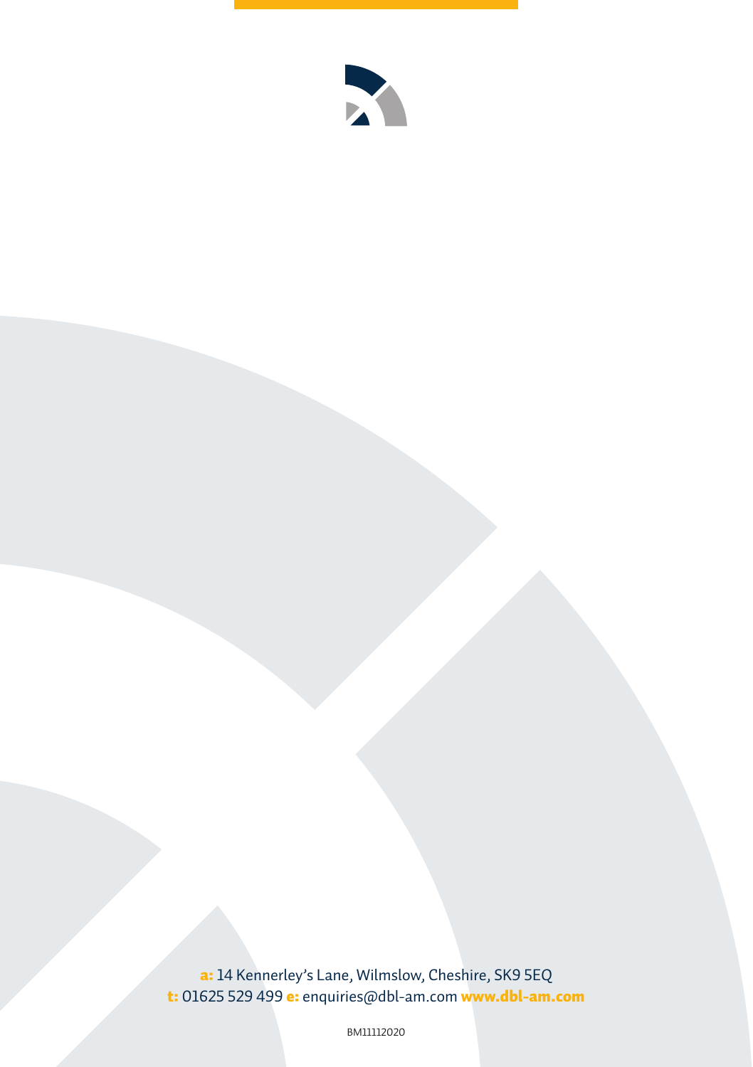**a:** 14 Kennerley's Lane, Wilmslow, Cheshire, SK9 5EQ
**t:** 01625 529 499 **e:** enquiries@dbl-am.com **www.dbl-am.com**

BM11112020